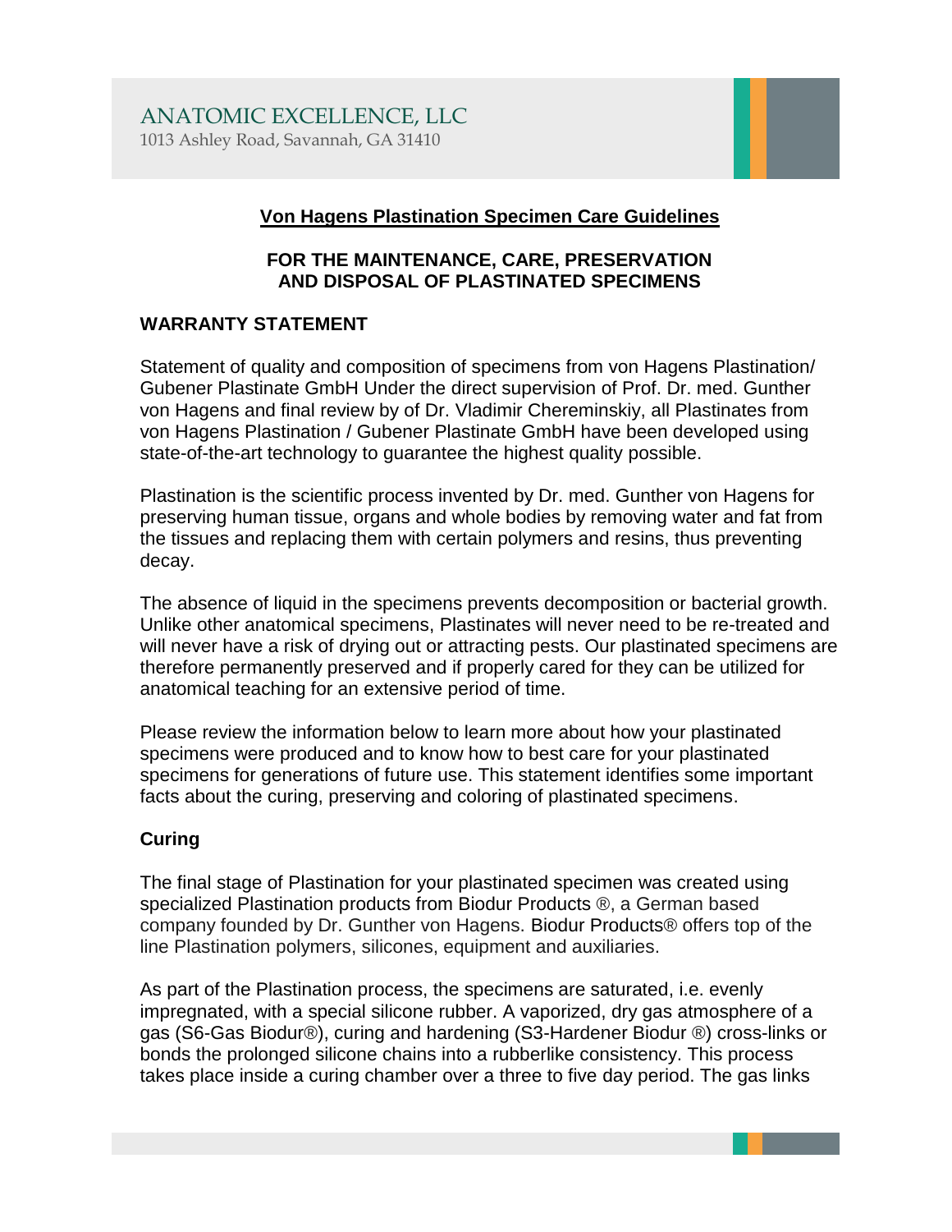ANATOMIC EXCELLENCE, LLC
1013 Ashley Road, Savannah, GA 31410

# Von Hagens Plastination Specimen Care Guidelines

## FOR THE MAINTENANCE, CARE, PRESERVATION AND DISPOSAL OF PLASTINATED SPECIMENS

### WARRANTY STATEMENT

Statement of quality and composition of specimens from von Hagens Plastination/ Gubener Plastinate GmbH Under the direct supervision of Prof. Dr. med. Gunther von Hagens and final review by of Dr. Vladimir Chereminskiy, all Plastinates from von Hagens Plastination / Gubener Plastinate GmbH have been developed using state-of-the-art technology to guarantee the highest quality possible.

Plastination is the scientific process invented by Dr. med. Gunther von Hagens for preserving human tissue, organs and whole bodies by removing water and fat from the tissues and replacing them with certain polymers and resins, thus preventing decay.

The absence of liquid in the specimens prevents decomposition or bacterial growth. Unlike other anatomical specimens, Plastinates will never need to be re-treated and will never have a risk of drying out or attracting pests. Our plastinated specimens are therefore permanently preserved and if properly cared for they can be utilized for anatomical teaching for an extensive period of time.

Please review the information below to learn more about how your plastinated specimens were produced and to know how to best care for your plastinated specimens for generations of future use. This statement identifies some important facts about the curing, preserving and coloring of plastinated specimens.

### Curing

The final stage of Plastination for your plastinated specimen was created using specialized Plastination products from Biodur Products ®, a German based company founded by Dr. Gunther von Hagens. Biodur Products® offers top of the line Plastination polymers, silicones, equipment and auxiliaries.

As part of the Plastination process, the specimens are saturated, i.e. evenly impregnated, with a special silicone rubber. A vaporized, dry gas atmosphere of a gas (S6-Gas Biodur®), curing and hardening (S3-Hardener Biodur ®) cross-links or bonds the prolonged silicone chains into a rubberlike consistency. This process takes place inside a curing chamber over a three to five day period. The gas links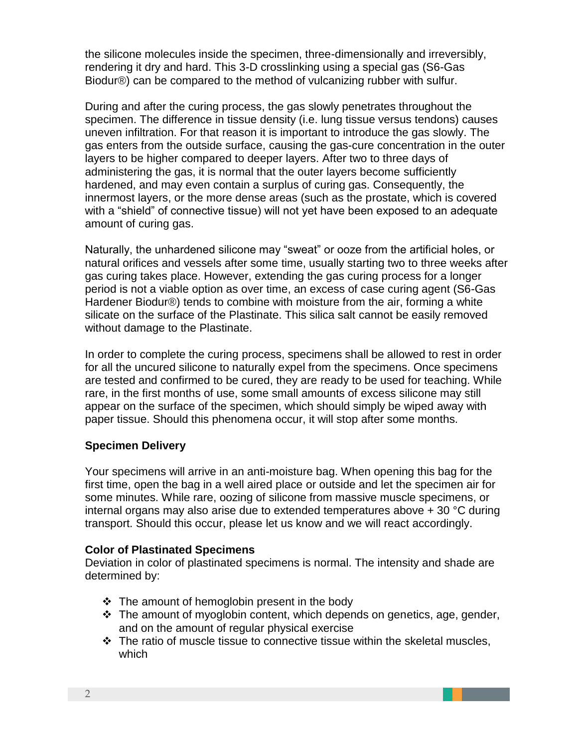the silicone molecules inside the specimen, three-dimensionally and irreversibly, rendering it dry and hard. This 3-D crosslinking using a special gas (S6-Gas Biodur®) can be compared to the method of vulcanizing rubber with sulfur.

During and after the curing process, the gas slowly penetrates throughout the specimen. The difference in tissue density (i.e. lung tissue versus tendons) causes uneven infiltration. For that reason it is important to introduce the gas slowly. The gas enters from the outside surface, causing the gas-cure concentration in the outer layers to be higher compared to deeper layers. After two to three days of administering the gas, it is normal that the outer layers become sufficiently hardened, and may even contain a surplus of curing gas. Consequently, the innermost layers, or the more dense areas (such as the prostate, which is covered with a "shield" of connective tissue) will not yet have been exposed to an adequate amount of curing gas.

Naturally, the unhardened silicone may "sweat" or ooze from the artificial holes, or natural orifices and vessels after some time, usually starting two to three weeks after gas curing takes place. However, extending the gas curing process for a longer period is not a viable option as over time, an excess of case curing agent (S6-Gas Hardener Biodur®) tends to combine with moisture from the air, forming a white silicate on the surface of the Plastinate. This silica salt cannot be easily removed without damage to the Plastinate.

In order to complete the curing process, specimens shall be allowed to rest in order for all the uncured silicone to naturally expel from the specimens. Once specimens are tested and confirmed to be cured, they are ready to be used for teaching. While rare, in the first months of use, some small amounts of excess silicone may still appear on the surface of the specimen, which should simply be wiped away with paper tissue. Should this phenomena occur, it will stop after some months.

**Specimen Delivery**

Your specimens will arrive in an anti-moisture bag. When opening this bag for the first time, open the bag in a well aired place or outside and let the specimen air for some minutes. While rare, oozing of silicone from massive muscle specimens, or internal organs may also arise due to extended temperatures above + 30 °C during transport. Should this occur, please let us know and we will react accordingly.

**Color of Plastinated Specimens**

Deviation in color of plastinated specimens is normal. The intensity and shade are determined by:

- The amount of hemoglobin present in the body
- The amount of myoglobin content, which depends on genetics, age, gender, and on the amount of regular physical exercise
- The ratio of muscle tissue to connective tissue within the skeletal muscles, which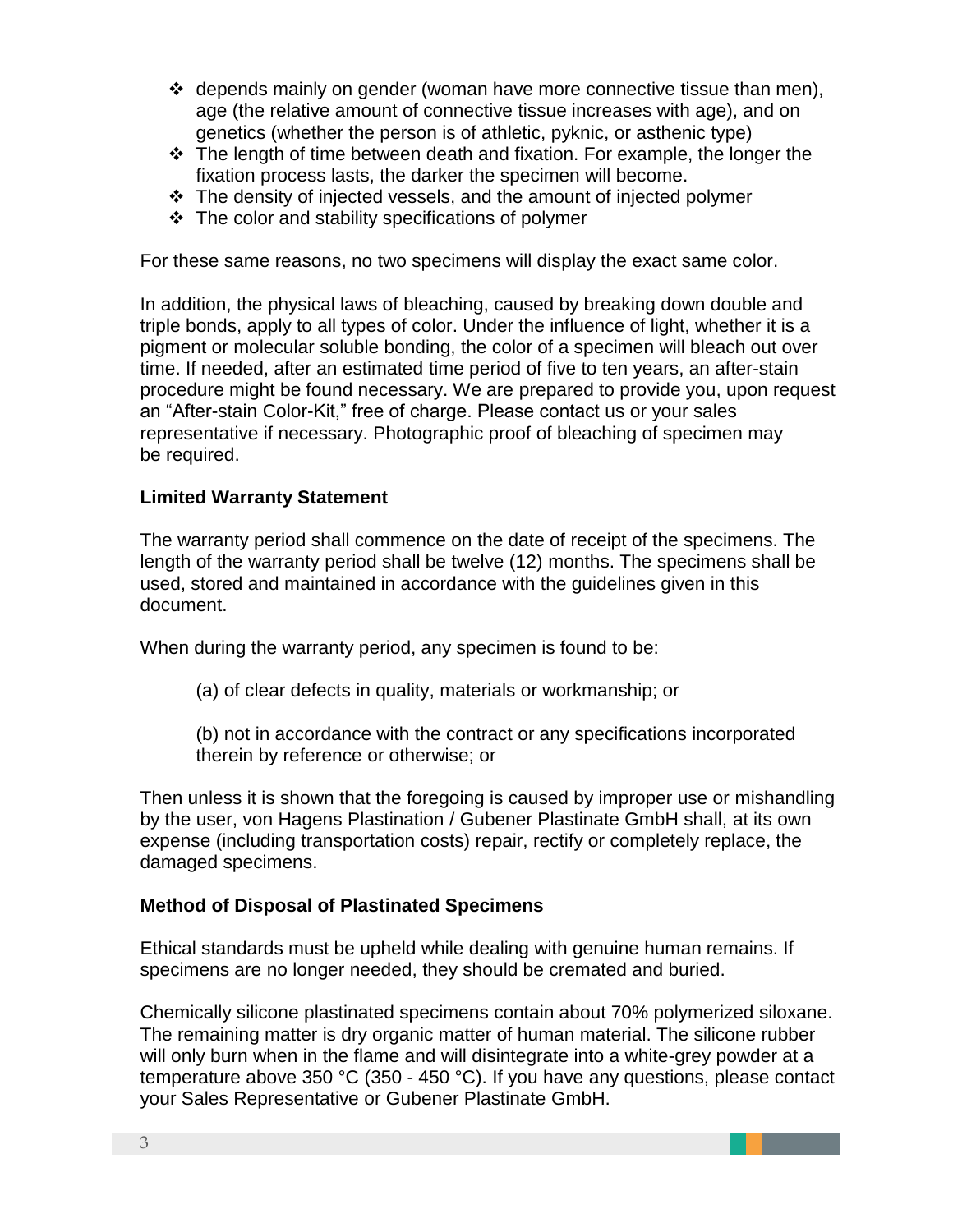- depends mainly on gender (woman have more connective tissue than men), age (the relative amount of connective tissue increases with age), and on genetics (whether the person is of athletic, pyknic, or asthenic type)
- The length of time between death and fixation. For example, the longer the fixation process lasts, the darker the specimen will become.
- The density of injected vessels, and the amount of injected polymer
- The color and stability specifications of polymer

For these same reasons, no two specimens will display the exact same color.

In addition, the physical laws of bleaching, caused by breaking down double and triple bonds, apply to all types of color. Under the influence of light, whether it is a pigment or molecular soluble bonding, the color of a specimen will bleach out over time. If needed, after an estimated time period of five to ten years, an after-stain procedure might be found necessary. We are prepared to provide you, upon request an "After-stain Color-Kit," free of charge. Please contact us or your sales representative if necessary. Photographic proof of bleaching of specimen may be required.

**Limited Warranty Statement**

The warranty period shall commence on the date of receipt of the specimens. The length of the warranty period shall be twelve (12) months. The specimens shall be used, stored and maintained in accordance with the guidelines given in this document.

When during the warranty period, any specimen is found to be:

(a) of clear defects in quality, materials or workmanship; or

(b) not in accordance with the contract or any specifications incorporated therein by reference or otherwise; or

Then unless it is shown that the foregoing is caused by improper use or mishandling by the user, von Hagens Plastination / Gubener Plastinate GmbH shall, at its own expense (including transportation costs) repair, rectify or completely replace, the damaged specimens.

**Method of Disposal of Plastinated Specimens**

Ethical standards must be upheld while dealing with genuine human remains. If specimens are no longer needed, they should be cremated and buried.

Chemically silicone plastinated specimens contain about 70% polymerized siloxane. The remaining matter is dry organic matter of human material. The silicone rubber will only burn when in the flame and will disintegrate into a white-grey powder at a temperature above 350 °C (350 - 450 °C). If you have any questions, please contact your Sales Representative or Gubener Plastinate GmbH.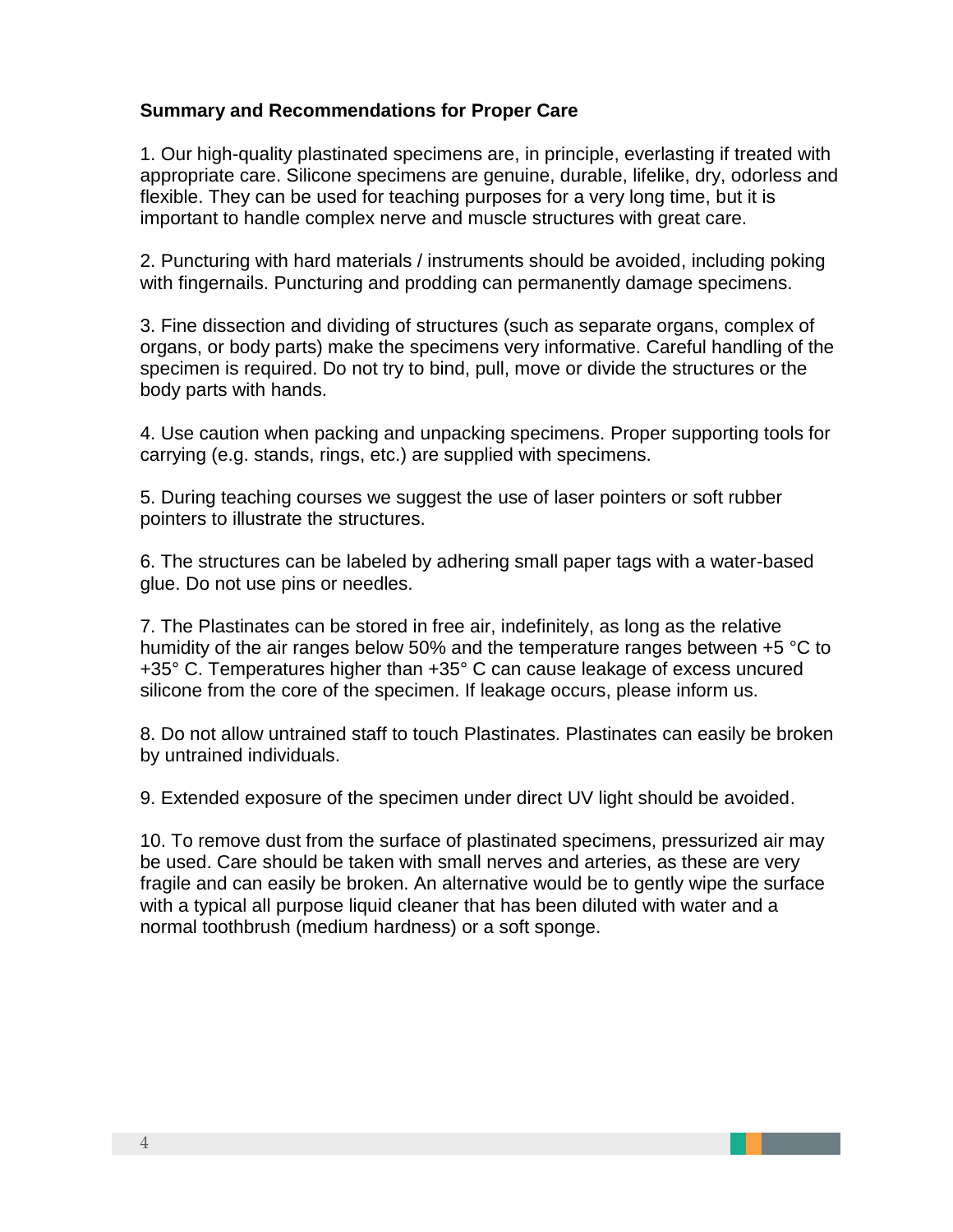**Summary and Recommendations for Proper Care**

1. Our high-quality plastinated specimens are, in principle, everlasting if treated with appropriate care. Silicone specimens are genuine, durable, lifelike, dry, odorless and flexible. They can be used for teaching purposes for a very long time, but it is important to handle complex nerve and muscle structures with great care.

2. Puncturing with hard materials / instruments should be avoided, including poking with fingernails. Puncturing and prodding can permanently damage specimens.

3. Fine dissection and dividing of structures (such as separate organs, complex of organs, or body parts) make the specimens very informative. Careful handling of the specimen is required. Do not try to bind, pull, move or divide the structures or the body parts with hands.

4. Use caution when packing and unpacking specimens. Proper supporting tools for carrying (e.g. stands, rings, etc.) are supplied with specimens.

5. During teaching courses we suggest the use of laser pointers or soft rubber pointers to illustrate the structures.

6. The structures can be labeled by adhering small paper tags with a water-based glue. Do not use pins or needles.

7. The Plastinates can be stored in free air, indefinitely, as long as the relative humidity of the air ranges below 50% and the temperature ranges between +5 °C to +35° C. Temperatures higher than +35° C can cause leakage of excess uncured silicone from the core of the specimen. If leakage occurs, please inform us.

8. Do not allow untrained staff to touch Plastinates. Plastinates can easily be broken by untrained individuals.

9. Extended exposure of the specimen under direct UV light should be avoided.

10. To remove dust from the surface of plastinated specimens, pressurized air may be used. Care should be taken with small nerves and arteries, as these are very fragile and can easily be broken. An alternative would be to gently wipe the surface with a typical all purpose liquid cleaner that has been diluted with water and a normal toothbrush (medium hardness) or a soft sponge.